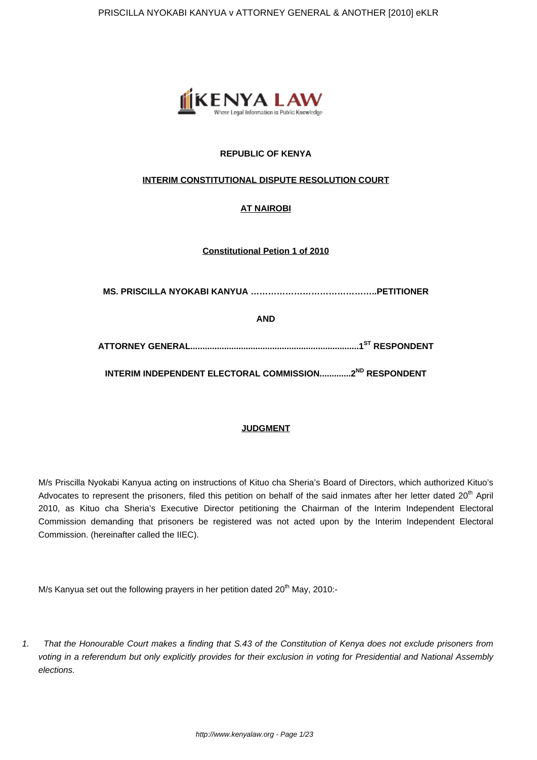**REPUBLIC OF KENYA**

**INTERIM CONSTITUTIONAL DISPUTE RESOLUTION COURT**

**AT NAIROBI**

**Constitutional Petion 1 of 2010**

**MS. PRISCILLA NYOKABI KANYUA ……………………………………..PETITIONER**

**AND**

**ATTORNEY GENERAL.....................................................................1[ST] RESPONDENT**

**INTERIM INDEPENDENT ELECTORAL COMMISSION.............2[ND] RESPONDENT**

**JUDGMENT**

M/s Priscilla Nyokabi Kanyua acting on instructions of Kituo cha Sheria's Board of Directors, which authorized Kituo's Advocates to represent the prisoners, filed this petition on behalf of the said inmates after her letter dated 20[th] April 2010, as Kituo cha Sheria's Executive Director petitioning the Chairman of the Interim Independent Electoral Commission demanding that prisoners be registered was not acted upon by the Interim Independent Electoral Commission. (hereinafter called the IIEC).

M/s Kanyua set out the following prayers in her petition dated 20[th] May, 2010:-

1. *That the Honourable Court makes a finding that S.43 of the Constitution of Kenya does not exclude prisoners from voting in a referendum but only explicitly provides for their exclusion in voting for Presidential and National Assembly elections.*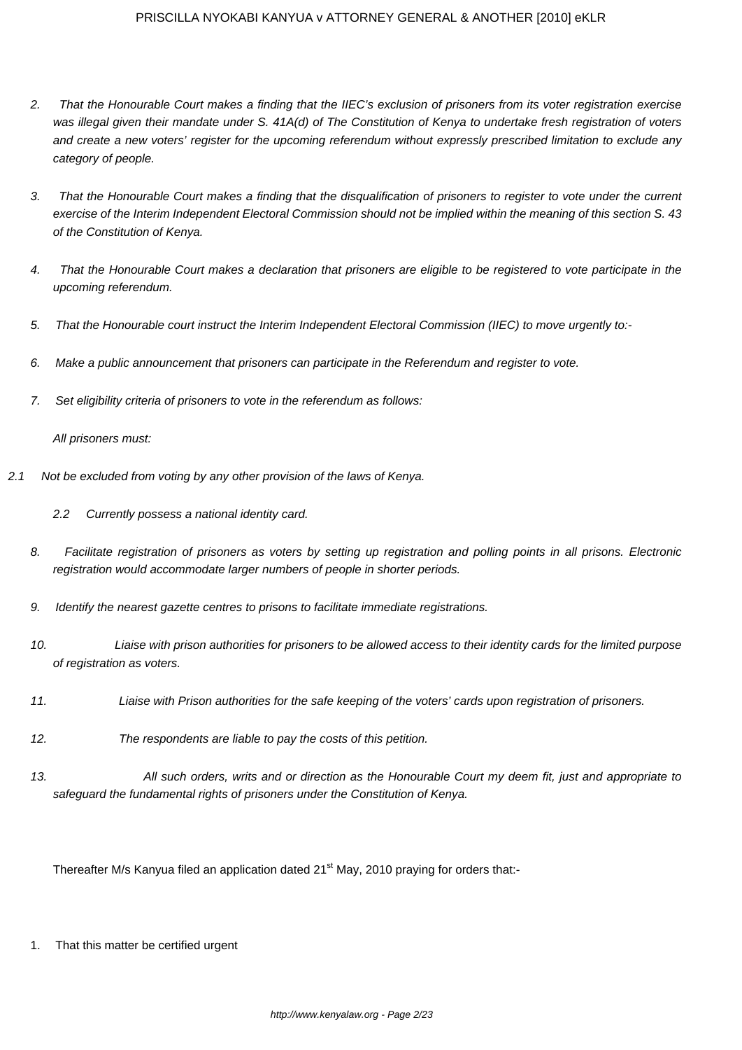2. *That the Honourable Court makes a finding that the IIEC's exclusion of prisoners from its voter registration exercise was illegal given their mandate under S. 41A(d) of The Constitution of Kenya to undertake fresh registration of voters and create a new voters' register for the upcoming referendum without expressly prescribed limitation to exclude any category of people.*

3. *That the Honourable Court makes a finding that the disqualification of prisoners to register to vote under the current exercise of the Interim Independent Electoral Commission should not be implied within the meaning of this section S. 43 of the Constitution of Kenya.*

4. *That the Honourable Court makes a declaration that prisoners are eligible to be registered to vote participate in the upcoming referendum.*

5. *That the Honourable court instruct the Interim Independent Electoral Commission (IIEC) to move urgently to:-*

6. *Make a public announcement that prisoners can participate in the Referendum and register to vote.*

7. *Set eligibility criteria of prisoners to vote in the referendum as follows:*

   *All prisoners must:*

2.1 *Not be excluded from voting by any other provision of the laws of Kenya.*

   2.2 *Currently possess a national identity card.*

8. *Facilitate registration of prisoners as voters by setting up registration and polling points in all prisons. Electronic registration would accommodate larger numbers of people in shorter periods.*

9. *Identify the nearest gazette centres to prisons to facilitate immediate registrations.*

10. *Liaise with prison authorities for prisoners to be allowed access to their identity cards for the limited purpose of registration as voters.*

11. *Liaise with Prison authorities for the safe keeping of the voters' cards upon registration of prisoners.*

12. *The respondents are liable to pay the costs of this petition.*

13. *All such orders, writs and or direction as the Honourable Court my deem fit, just and appropriate to safeguard the fundamental rights of prisoners under the Constitution of Kenya.*

Thereafter M/s Kanyua filed an application dated 21st May, 2010 praying for orders that:-

1. That this matter be certified urgent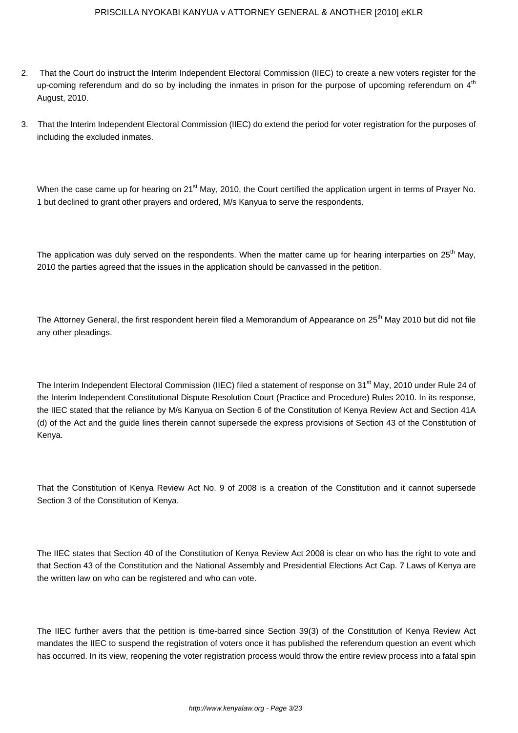2. That the Court do instruct the Interim Independent Electoral Commission (IIEC) to create a new voters register for the up-coming referendum and do so by including the inmates in prison for the purpose of upcoming referendum on 4th August, 2010.

3. That the Interim Independent Electoral Commission (IIEC) do extend the period for voter registration for the purposes of including the excluded inmates.

When the case came up for hearing on 21st May, 2010, the Court certified the application urgent in terms of Prayer No. 1 but declined to grant other prayers and ordered, M/s Kanyua to serve the respondents.

The application was duly served on the respondents. When the matter came up for hearing interparties on 25th May, 2010 the parties agreed that the issues in the application should be canvassed in the petition.

The Attorney General, the first respondent herein filed a Memorandum of Appearance on 25th May 2010 but did not file any other pleadings.

The Interim Independent Electoral Commission (IIEC) filed a statement of response on 31st May, 2010 under Rule 24 of the Interim Independent Constitutional Dispute Resolution Court (Practice and Procedure) Rules 2010. In its response, the IIEC stated that the reliance by M/s Kanyua on Section 6 of the Constitution of Kenya Review Act and Section 41A (d) of the Act and the guide lines therein cannot supersede the express provisions of Section 43 of the Constitution of Kenya.

That the Constitution of Kenya Review Act No. 9 of 2008 is a creation of the Constitution and it cannot supersede Section 3 of the Constitution of Kenya.

The IIEC states that Section 40 of the Constitution of Kenya Review Act 2008 is clear on who has the right to vote and that Section 43 of the Constitution and the National Assembly and Presidential Elections Act Cap. 7 Laws of Kenya are the written law on who can be registered and who can vote.

The IIEC further avers that the petition is time-barred since Section 39(3) of the Constitution of Kenya Review Act mandates the IIEC to suspend the registration of voters once it has published the referendum question an event which has occurred. In its view, reopening the voter registration process would throw the entire review process into a fatal spin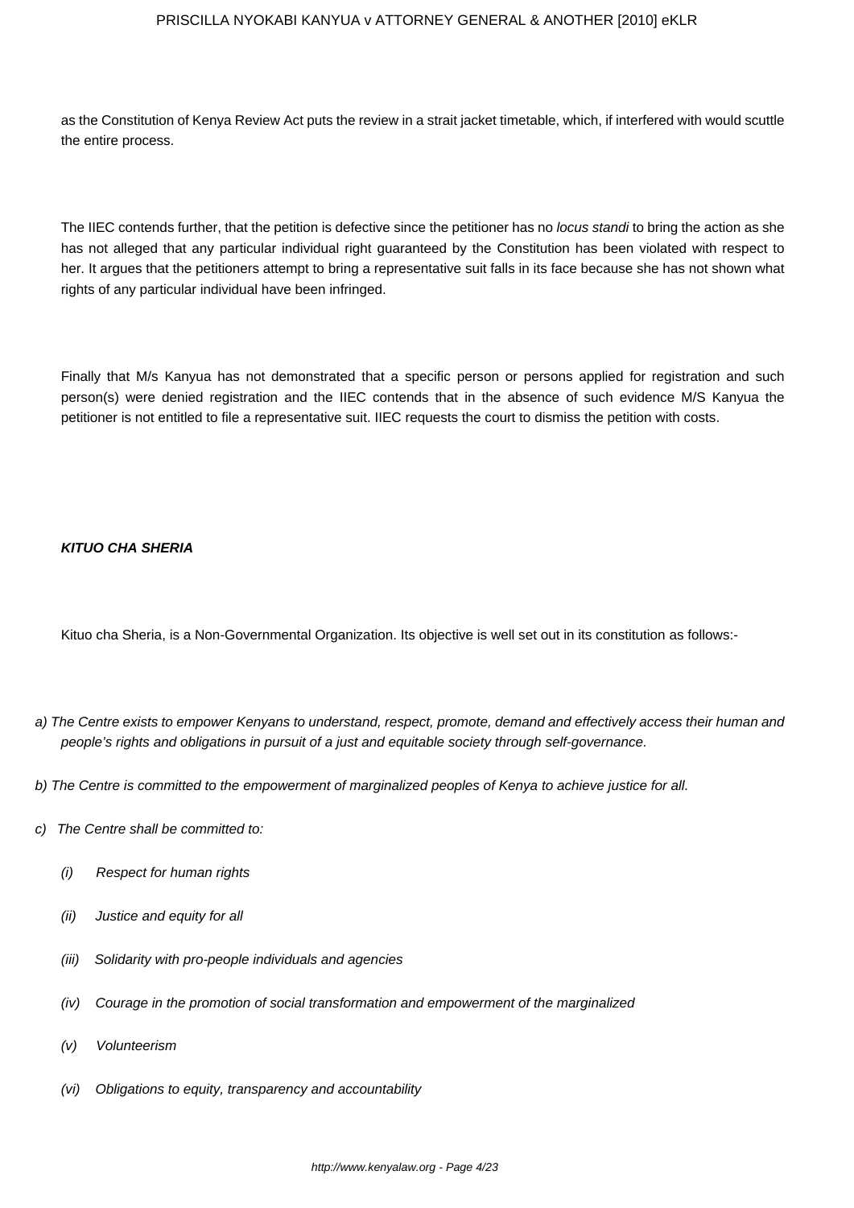as the Constitution of Kenya Review Act puts the review in a strait jacket timetable, which, if interfered with would scuttle the entire process.

The IIEC contends further, that the petition is defective since the petitioner has no *locus standi* to bring the action as she has not alleged that any particular individual right guaranteed by the Constitution has been violated with respect to her. It argues that the petitioners attempt to bring a representative suit falls in its face because she has not shown what rights of any particular individual have been infringed.

Finally that M/s Kanyua has not demonstrated that a specific person or persons applied for registration and such person(s) were denied registration and the IIEC contends that in the absence of such evidence M/S Kanyua the petitioner is not entitled to file a representative suit. IIEC requests the court to dismiss the petition with costs.

***KITUO CHA SHERIA***

Kituo cha Sheria, is a Non-Governmental Organization. Its objective is well set out in its constitution as follows:-

*a) The Centre exists to empower Kenyans to understand, respect, promote, demand and effectively access their human and people's rights and obligations in pursuit of a just and equitable society through self-governance.*

*b) The Centre is committed to the empowerment of marginalized peoples of Kenya to achieve justice for all.*

*c) The Centre shall be committed to:*

*(i) Respect for human rights*

*(ii) Justice and equity for all*

*(iii) Solidarity with pro-people individuals and agencies*

*(iv) Courage in the promotion of social transformation and empowerment of the marginalized*

*(v) Volunteerism*

*(vi) Obligations to equity, transparency and accountability*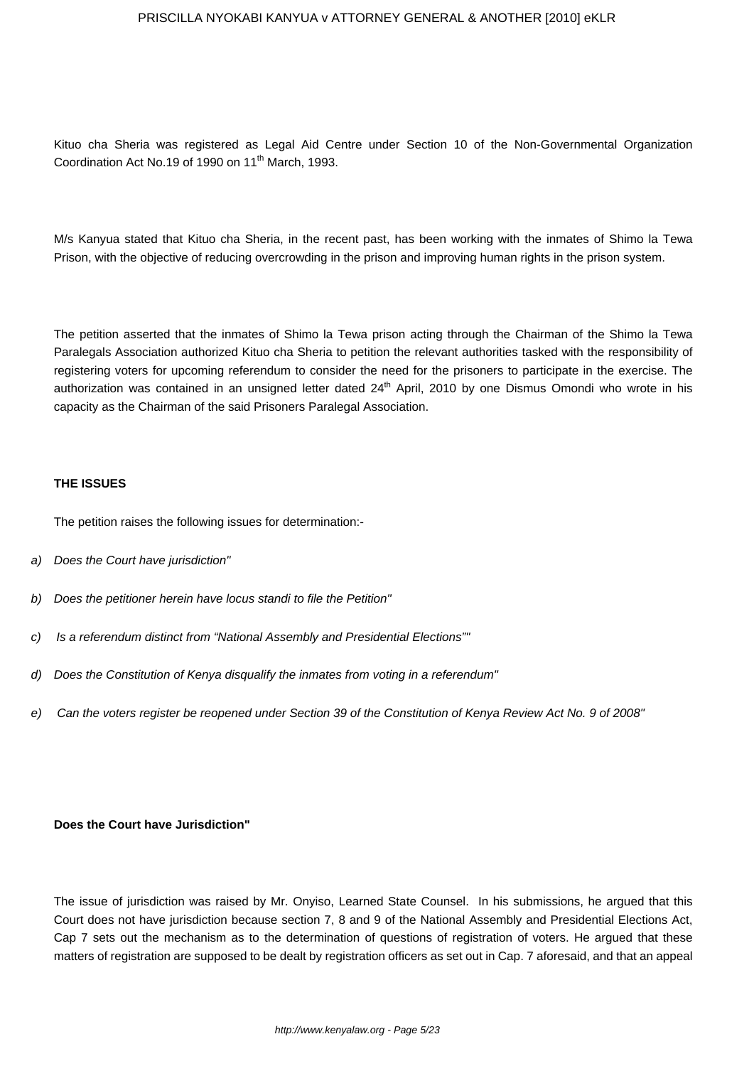Kituo cha Sheria was registered as Legal Aid Centre under Section 10 of the Non-Governmental Organization Coordination Act No.19 of 1990 on 11th March, 1993.

M/s Kanyua stated that Kituo cha Sheria, in the recent past, has been working with the inmates of Shimo la Tewa Prison, with the objective of reducing overcrowding in the prison and improving human rights in the prison system.

The petition asserted that the inmates of Shimo la Tewa prison acting through the Chairman of the Shimo la Tewa Paralegals Association authorized Kituo cha Sheria to petition the relevant authorities tasked with the responsibility of registering voters for upcoming referendum to consider the need for the prisoners to participate in the exercise. The authorization was contained in an unsigned letter dated 24th April, 2010 by one Dismus Omondi who wrote in his capacity as the Chairman of the said Prisoners Paralegal Association.

**THE ISSUES**

The petition raises the following issues for determination:-

a) *Does the Court have jurisdiction"*

b) *Does the petitioner herein have locus standi to file the Petition"*

c) *Is a referendum distinct from "National Assembly and Presidential Elections""*

d) *Does the Constitution of Kenya disqualify the inmates from voting in a referendum"*

e) *Can the voters register be reopened under Section 39 of the Constitution of Kenya Review Act No. 9 of 2008"*

**Does the Court have Jurisdiction"**

The issue of jurisdiction was raised by Mr. Onyiso, Learned State Counsel. In his submissions, he argued that this Court does not have jurisdiction because section 7, 8 and 9 of the National Assembly and Presidential Elections Act, Cap 7 sets out the mechanism as to the determination of questions of registration of voters. He argued that these matters of registration are supposed to be dealt by registration officers as set out in Cap. 7 aforesaid, and that an appeal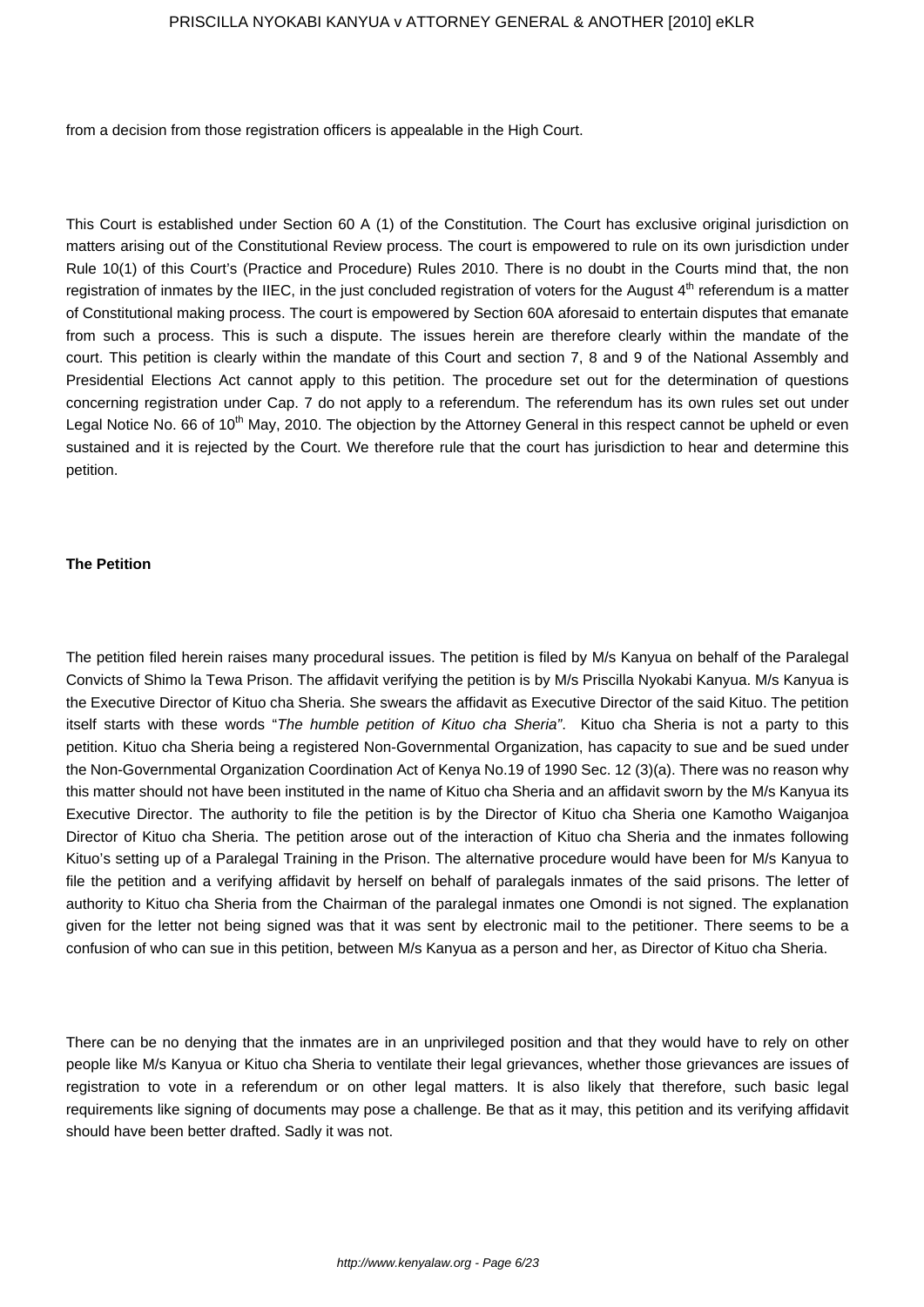from a decision from those registration officers is appealable in the High Court.

This Court is established under Section 60 A (1) of the Constitution. The Court has exclusive original jurisdiction on matters arising out of the Constitutional Review process. The court is empowered to rule on its own jurisdiction under Rule 10(1) of this Court's (Practice and Procedure) Rules 2010. There is no doubt in the Courts mind that, the non registration of inmates by the IIEC, in the just concluded registration of voters for the August 4th referendum is a matter of Constitutional making process. The court is empowered by Section 60A aforesaid to entertain disputes that emanate from such a process. This is such a dispute. The issues herein are therefore clearly within the mandate of the court. This petition is clearly within the mandate of this Court and section 7, 8 and 9 of the National Assembly and Presidential Elections Act cannot apply to this petition. The procedure set out for the determination of questions concerning registration under Cap. 7 do not apply to a referendum. The referendum has its own rules set out under Legal Notice No. 66 of 10th May, 2010. The objection by the Attorney General in this respect cannot be upheld or even sustained and it is rejected by the Court. We therefore rule that the court has jurisdiction to hear and determine this petition.

**The Petition**

The petition filed herein raises many procedural issues. The petition is filed by M/s Kanyua on behalf of the Paralegal Convicts of Shimo la Tewa Prison. The affidavit verifying the petition is by M/s Priscilla Nyokabi Kanyua. M/s Kanyua is the Executive Director of Kituo cha Sheria. She swears the affidavit as Executive Director of the said Kituo. The petition itself starts with these words "*The humble petition of Kituo cha Sheria*". Kituo cha Sheria is not a party to this petition. Kituo cha Sheria being a registered Non-Governmental Organization, has capacity to sue and be sued under the Non-Governmental Organization Coordination Act of Kenya No.19 of 1990 Sec. 12 (3)(a). There was no reason why this matter should not have been instituted in the name of Kituo cha Sheria and an affidavit sworn by the M/s Kanyua its Executive Director. The authority to file the petition is by the Director of Kituo cha Sheria one Kamotho Waiganjoa Director of Kituo cha Sheria. The petition arose out of the interaction of Kituo cha Sheria and the inmates following Kituo's setting up of a Paralegal Training in the Prison. The alternative procedure would have been for M/s Kanyua to file the petition and a verifying affidavit by herself on behalf of paralegals inmates of the said prisons. The letter of authority to Kituo cha Sheria from the Chairman of the paralegal inmates one Omondi is not signed. The explanation given for the letter not being signed was that it was sent by electronic mail to the petitioner. There seems to be a confusion of who can sue in this petition, between M/s Kanyua as a person and her, as Director of Kituo cha Sheria.

There can be no denying that the inmates are in an unprivileged position and that they would have to rely on other people like M/s Kanyua or Kituo cha Sheria to ventilate their legal grievances, whether those grievances are issues of registration to vote in a referendum or on other legal matters. It is also likely that therefore, such basic legal requirements like signing of documents may pose a challenge. Be that as it may, this petition and its verifying affidavit should have been better drafted. Sadly it was not.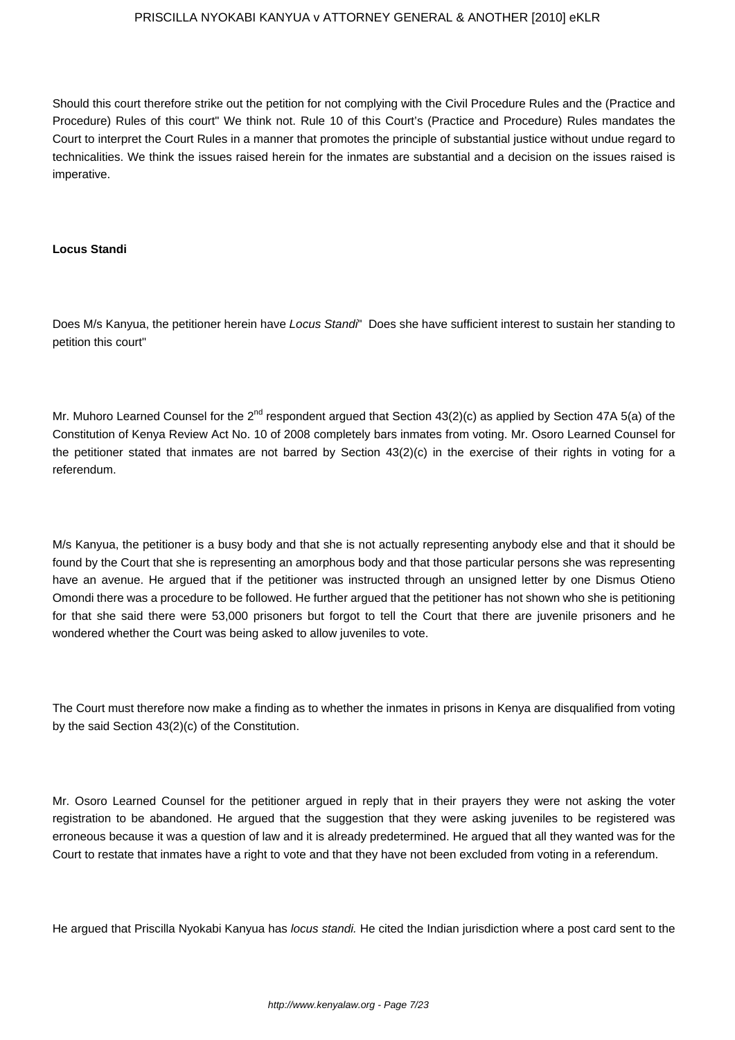Should this court therefore strike out the petition for not complying with the Civil Procedure Rules and the (Practice and Procedure) Rules of this court" We think not. Rule 10 of this Court's (Practice and Procedure) Rules mandates the Court to interpret the Court Rules in a manner that promotes the principle of substantial justice without undue regard to technicalities. We think the issues raised herein for the inmates are substantial and a decision on the issues raised is imperative.

**Locus Standi**

Does M/s Kanyua, the petitioner herein have *Locus Standi*" Does she have sufficient interest to sustain her standing to petition this court"

Mr. Muhoro Learned Counsel for the 2nd respondent argued that Section 43(2)(c) as applied by Section 47A 5(a) of the Constitution of Kenya Review Act No. 10 of 2008 completely bars inmates from voting. Mr. Osoro Learned Counsel for the petitioner stated that inmates are not barred by Section 43(2)(c) in the exercise of their rights in voting for a referendum.

M/s Kanyua, the petitioner is a busy body and that she is not actually representing anybody else and that it should be found by the Court that she is representing an amorphous body and that those particular persons she was representing have an avenue. He argued that if the petitioner was instructed through an unsigned letter by one Dismus Otieno Omondi there was a procedure to be followed. He further argued that the petitioner has not shown who she is petitioning for that she said there were 53,000 prisoners but forgot to tell the Court that there are juvenile prisoners and he wondered whether the Court was being asked to allow juveniles to vote.

The Court must therefore now make a finding as to whether the inmates in prisons in Kenya are disqualified from voting by the said Section 43(2)(c) of the Constitution.

Mr. Osoro Learned Counsel for the petitioner argued in reply that in their prayers they were not asking the voter registration to be abandoned. He argued that the suggestion that they were asking juveniles to be registered was erroneous because it was a question of law and it is already predetermined. He argued that all they wanted was for the Court to restate that inmates have a right to vote and that they have not been excluded from voting in a referendum.

He argued that Priscilla Nyokabi Kanyua has *locus standi.* He cited the Indian jurisdiction where a post card sent to the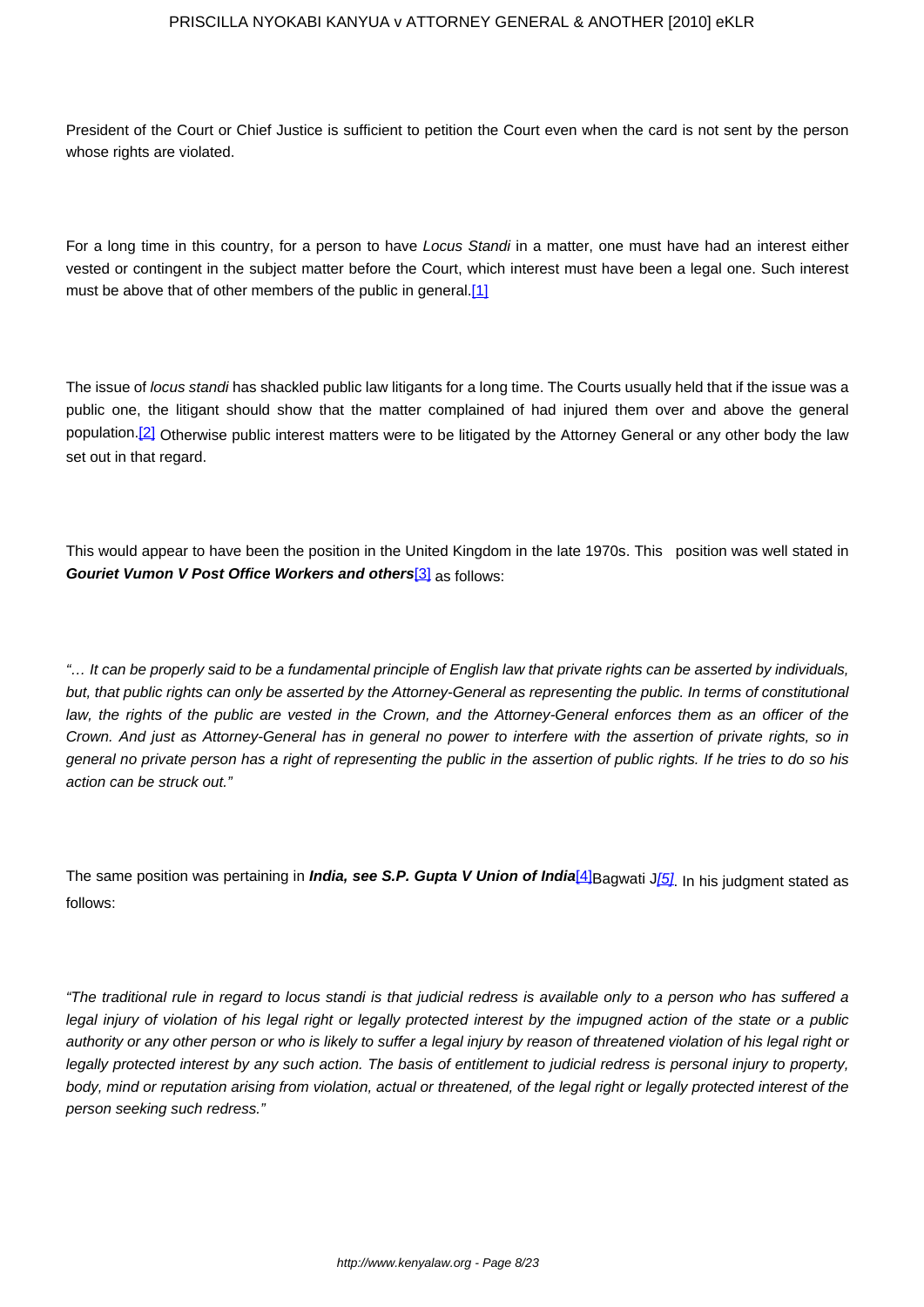President of the Court or Chief Justice is sufficient to petition the Court even when the card is not sent by the person whose rights are violated.

For a long time in this country, for a person to have *Locus Standi* in a matter, one must have had an interest either vested or contingent in the subject matter before the Court, which interest must have been a legal one. Such interest must be above that of other members of the public in general.[1]

The issue of *locus standi* has shackled public law litigants for a long time. The Courts usually held that if the issue was a public one, the litigant should show that the matter complained of had injured them over and above the general population.[2] Otherwise public interest matters were to be litigated by the Attorney General or any other body the law set out in that regard.

This would appear to have been the position in the United Kingdom in the late 1970s. This position was well stated in **Gouriet Vumon V Post Office Workers and others**[3] as follows:

*"… It can be properly said to be a fundamental principle of English law that private rights can be asserted by individuals, but, that public rights can only be asserted by the Attorney-General as representing the public. In terms of constitutional law, the rights of the public are vested in the Crown, and the Attorney-General enforces them as an officer of the Crown. And just as Attorney-General has in general no power to interfere with the assertion of private rights, so in general no private person has a right of representing the public in the assertion of public rights. If he tries to do so his action can be struck out."*

The same position was pertaining in ***India, see S.P. Gupta V Union of India***[4]Bagwati J[5]. In his judgment stated as follows:

*"The traditional rule in regard to locus standi is that judicial redress is available only to a person who has suffered a legal injury of violation of his legal right or legally protected interest by the impugned action of the state or a public authority or any other person or who is likely to suffer a legal injury by reason of threatened violation of his legal right or legally protected interest by any such action. The basis of entitlement to judicial redress is personal injury to property, body, mind or reputation arising from violation, actual or threatened, of the legal right or legally protected interest of the person seeking such redress."*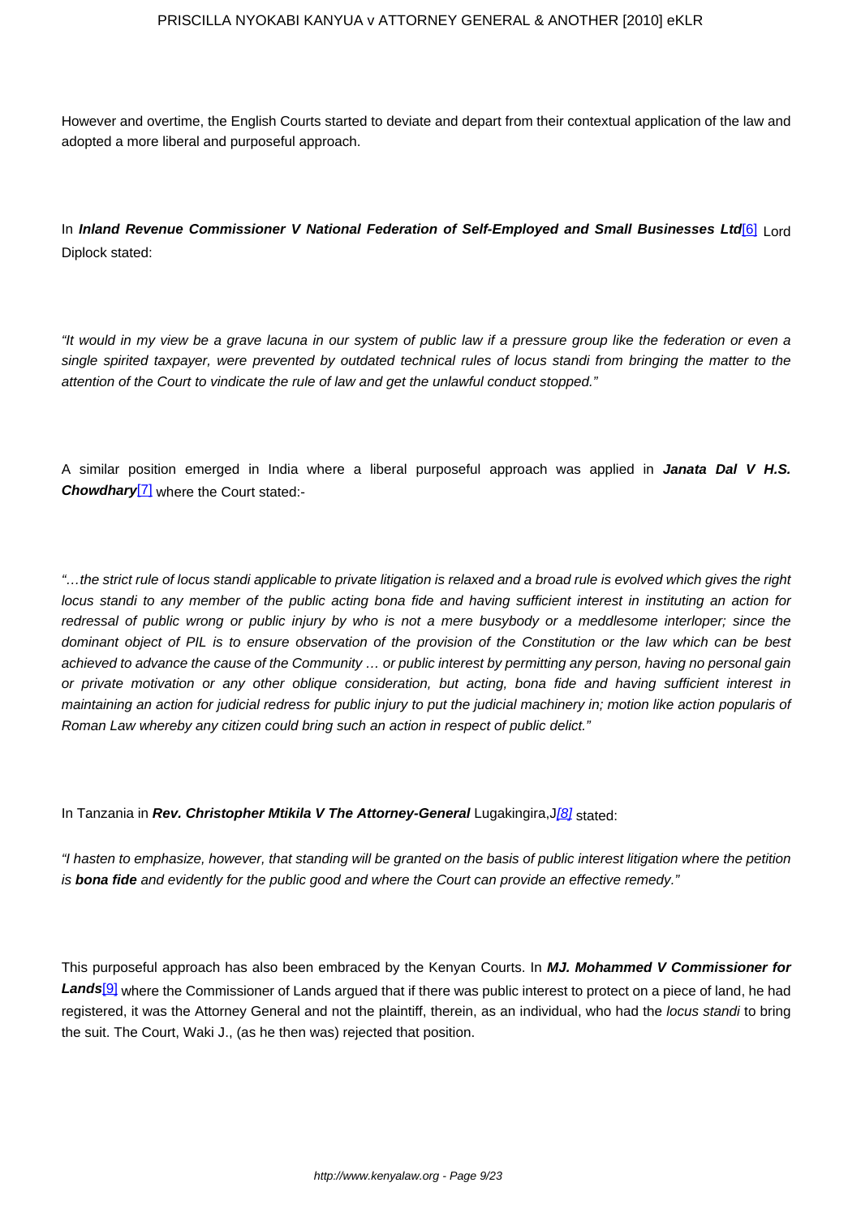However and overtime, the English Courts started to deviate and depart from their contextual application of the law and adopted a more liberal and purposeful approach.

In **Inland Revenue Commissioner V National Federation of Self-Employed and Small Businesses Ltd**[6] Lord Diplock stated:

*"It would in my view be a grave lacuna in our system of public law if a pressure group like the federation or even a single spirited taxpayer, were prevented by outdated technical rules of locus standi from bringing the matter to the attention of the Court to vindicate the rule of law and get the unlawful conduct stopped."*

A similar position emerged in India where a liberal purposeful approach was applied in **Janata Dal V H.S. Chowdhary**[7] where the Court stated:-

*"…the strict rule of locus standi applicable to private litigation is relaxed and a broad rule is evolved which gives the right locus standi to any member of the public acting bona fide and having sufficient interest in instituting an action for redressal of public wrong or public injury by who is not a mere busybody or a meddlesome interloper; since the dominant object of PIL is to ensure observation of the provision of the Constitution or the law which can be best achieved to advance the cause of the Community … or public interest by permitting any person, having no personal gain or private motivation or any other oblique consideration, but acting, bona fide and having sufficient interest in maintaining an action for judicial redress for public injury to put the judicial machinery in; motion like action popularis of Roman Law whereby any citizen could bring such an action in respect of public delict."*

In Tanzania in **Rev. Christopher Mtikila V The Attorney-General** Lugakingira,J[8] stated:

*"I hasten to emphasize, however, that standing will be granted on the basis of public interest litigation where the petition is **bona fide** and evidently for the public good and where the Court can provide an effective remedy."*

This purposeful approach has also been embraced by the Kenyan Courts. In **MJ. Mohammed V Commissioner for Lands**[9] where the Commissioner of Lands argued that if there was public interest to protect on a piece of land, he had registered, it was the Attorney General and not the plaintiff, therein, as an individual, who had the *locus standi* to bring the suit. The Court, Waki J., (as he then was) rejected that position.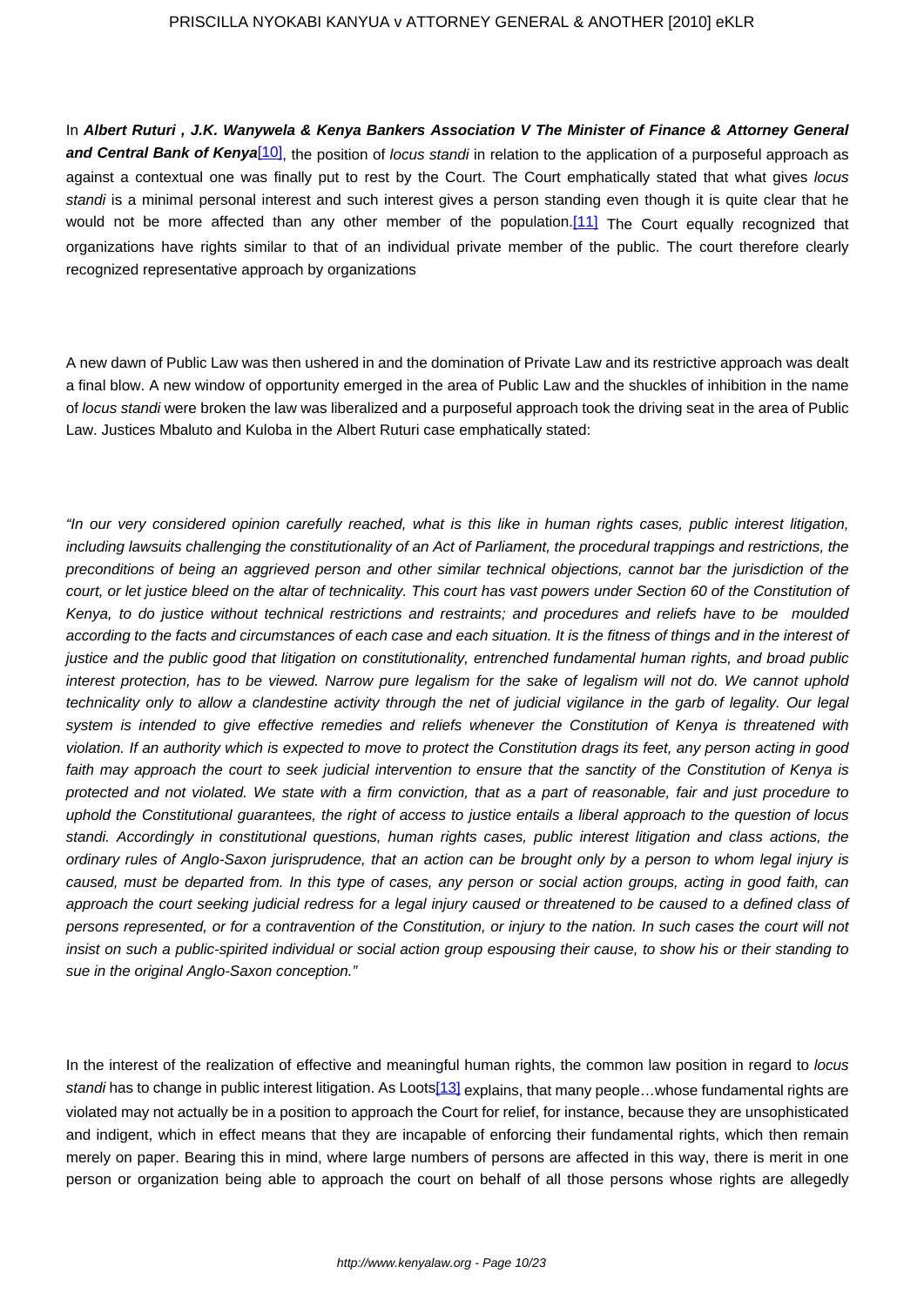In **Albert Ruturi , J.K. Wanywela & Kenya Bankers Association V The Minister of Finance & Attorney General and Central Bank of Kenya**[10], the position of *locus standi* in relation to the application of a purposeful approach as against a contextual one was finally put to rest by the Court. The Court emphatically stated that what gives *locus standi* is a minimal personal interest and such interest gives a person standing even though it is quite clear that he would not be more affected than any other member of the population.[11] The Court equally recognized that organizations have rights similar to that of an individual private member of the public. The court therefore clearly recognized representative approach by organizations

A new dawn of Public Law was then ushered in and the domination of Private Law and its restrictive approach was dealt a final blow. A new window of opportunity emerged in the area of Public Law and the shuckles of inhibition in the name of *locus standi* were broken the law was liberalized and a purposeful approach took the driving seat in the area of Public Law. Justices Mbaluto and Kuloba in the Albert Ruturi case emphatically stated:

*"In our very considered opinion carefully reached, what is this like in human rights cases, public interest litigation, including lawsuits challenging the constitutionality of an Act of Parliament, the procedural trappings and restrictions, the preconditions of being an aggrieved person and other similar technical objections, cannot bar the jurisdiction of the court, or let justice bleed on the altar of technicality. This court has vast powers under Section 60 of the Constitution of Kenya, to do justice without technical restrictions and restraints; and procedures and reliefs have to be moulded according to the facts and circumstances of each case and each situation. It is the fitness of things and in the interest of justice and the public good that litigation on constitutionality, entrenched fundamental human rights, and broad public interest protection, has to be viewed. Narrow pure legalism for the sake of legalism will not do. We cannot uphold technicality only to allow a clandestine activity through the net of judicial vigilance in the garb of legality. Our legal system is intended to give effective remedies and reliefs whenever the Constitution of Kenya is threatened with violation. If an authority which is expected to move to protect the Constitution drags its feet, any person acting in good faith may approach the court to seek judicial intervention to ensure that the sanctity of the Constitution of Kenya is protected and not violated. We state with a firm conviction, that as a part of reasonable, fair and just procedure to uphold the Constitutional guarantees, the right of access to justice entails a liberal approach to the question of locus standi. Accordingly in constitutional questions, human rights cases, public interest litigation and class actions, the ordinary rules of Anglo-Saxon jurisprudence, that an action can be brought only by a person to whom legal injury is caused, must be departed from. In this type of cases, any person or social action groups, acting in good faith, can approach the court seeking judicial redress for a legal injury caused or threatened to be caused to a defined class of persons represented, or for a contravention of the Constitution, or injury to the nation. In such cases the court will not insist on such a public-spirited individual or social action group espousing their cause, to show his or their standing to sue in the original Anglo-Saxon conception."*

In the interest of the realization of effective and meaningful human rights, the common law position in regard to *locus standi* has to change in public interest litigation. As Loots[13] explains, that many people…whose fundamental rights are violated may not actually be in a position to approach the Court for relief, for instance, because they are unsophisticated and indigent, which in effect means that they are incapable of enforcing their fundamental rights, which then remain merely on paper. Bearing this in mind, where large numbers of persons are affected in this way, there is merit in one person or organization being able to approach the court on behalf of all those persons whose rights are allegedly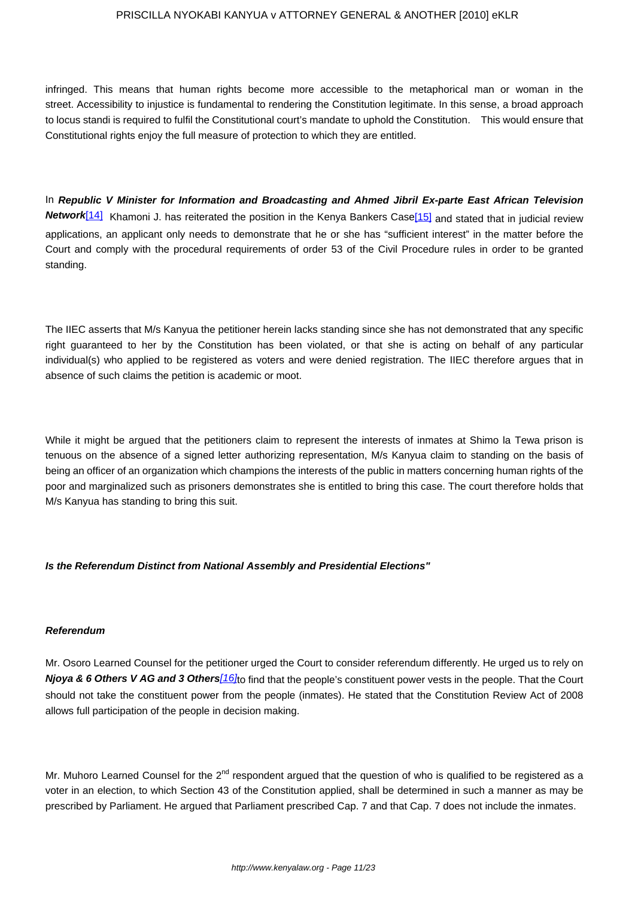infringed. This means that human rights become more accessible to the metaphorical man or woman in the street. Accessibility to injustice is fundamental to rendering the Constitution legitimate. In this sense, a broad approach to locus standi is required to fulfil the Constitutional court's mandate to uphold the Constitution. This would ensure that Constitutional rights enjoy the full measure of protection to which they are entitled.

In ***Republic V Minister for Information and Broadcasting and Ahmed Jibril Ex-parte East African Television Network***[14] Khamoni J. has reiterated the position in the Kenya Bankers Case[15] and stated that in judicial review applications, an applicant only needs to demonstrate that he or she has "sufficient interest" in the matter before the Court and comply with the procedural requirements of order 53 of the Civil Procedure rules in order to be granted standing.

The IIEC asserts that M/s Kanyua the petitioner herein lacks standing since she has not demonstrated that any specific right guaranteed to her by the Constitution has been violated, or that she is acting on behalf of any particular individual(s) who applied to be registered as voters and were denied registration. The IIEC therefore argues that in absence of such claims the petition is academic or moot.

While it might be argued that the petitioners claim to represent the interests of inmates at Shimo la Tewa prison is tenuous on the absence of a signed letter authorizing representation, M/s Kanyua claim to standing on the basis of being an officer of an organization which champions the interests of the public in matters concerning human rights of the poor and marginalized such as prisoners demonstrates she is entitled to bring this case. The court therefore holds that M/s Kanyua has standing to bring this suit.

**Is the Referendum Distinct from National Assembly and Presidential Elections"**

**Referendum**

Mr. Osoro Learned Counsel for the petitioner urged the Court to consider referendum differently. He urged us to rely on ***Njoya & 6 Others V AG and 3 Others***[16]to find that the people's constituent power vests in the people. That the Court should not take the constituent power from the people (inmates). He stated that the Constitution Review Act of 2008 allows full participation of the people in decision making.

Mr. Muhoro Learned Counsel for the 2nd respondent argued that the question of who is qualified to be registered as a voter in an election, to which Section 43 of the Constitution applied, shall be determined in such a manner as may be prescribed by Parliament. He argued that Parliament prescribed Cap. 7 and that Cap. 7 does not include the inmates.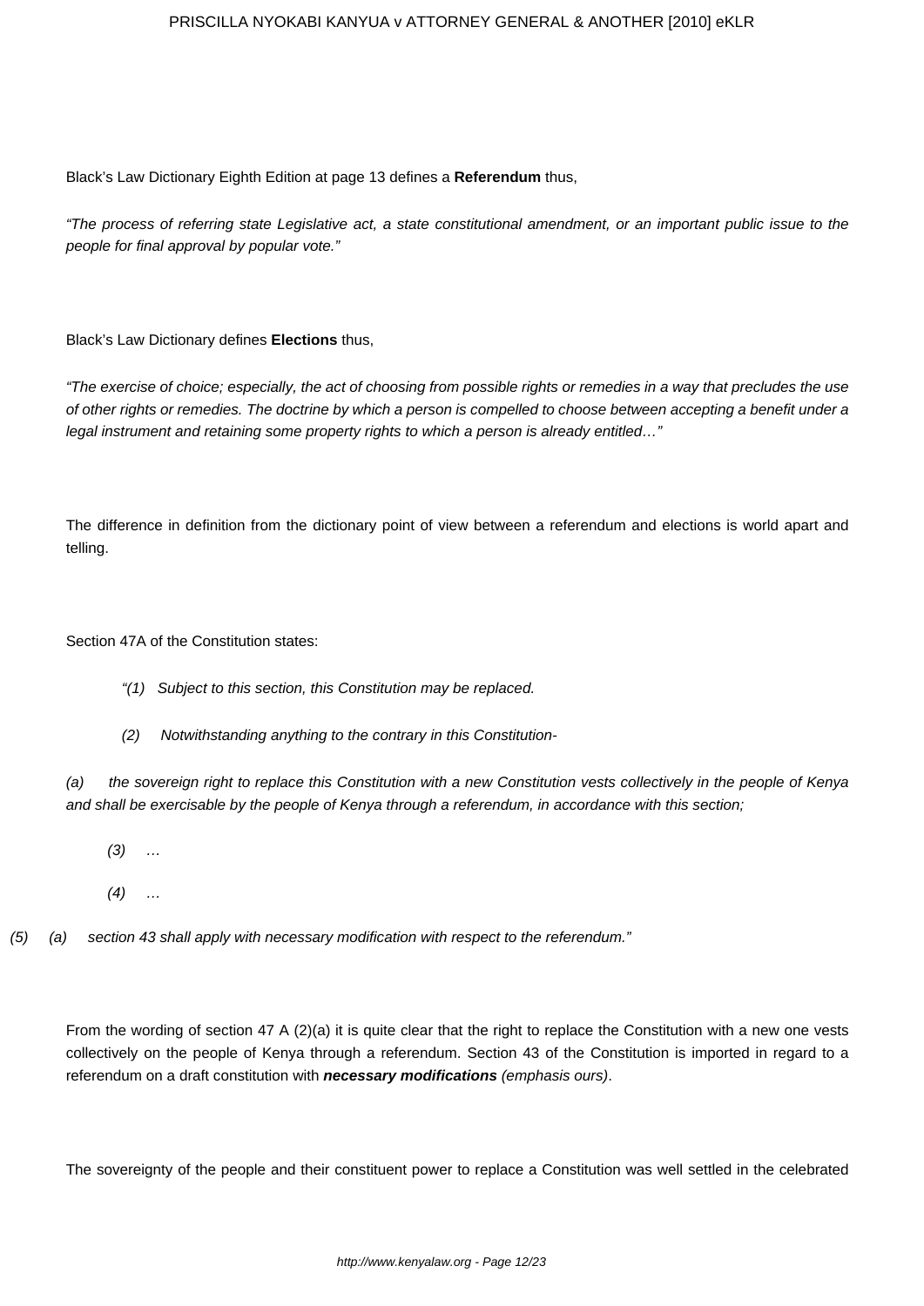Black's Law Dictionary Eighth Edition at page 13 defines a **Referendum** thus,

*"The process of referring state Legislative act, a state constitutional amendment, or an important public issue to the people for final approval by popular vote."*

Black's Law Dictionary defines **Elections** thus,

*"The exercise of choice; especially, the act of choosing from possible rights or remedies in a way that precludes the use of other rights or remedies. The doctrine by which a person is compelled to choose between accepting a benefit under a legal instrument and retaining some property rights to which a person is already entitled…"*

The difference in definition from the dictionary point of view between a referendum and elections is world apart and telling.

Section 47A of the Constitution states:

*"(1) Subject to this section, this Constitution may be replaced.*

*(2) Notwithstanding anything to the contrary in this Constitution-*

*(a) the sovereign right to replace this Constitution with a new Constitution vests collectively in the people of Kenya and shall be exercisable by the people of Kenya through a referendum, in accordance with this section;*

*(3) …*

*(4) …*

*(5) (a) section 43 shall apply with necessary modification with respect to the referendum."*

From the wording of section 47 A (2)(a) it is quite clear that the right to replace the Constitution with a new one vests collectively on the people of Kenya through a referendum. Section 43 of the Constitution is imported in regard to a referendum on a draft constitution with ***necessary modifications*** *(emphasis ours)*.

The sovereignty of the people and their constituent power to replace a Constitution was well settled in the celebrated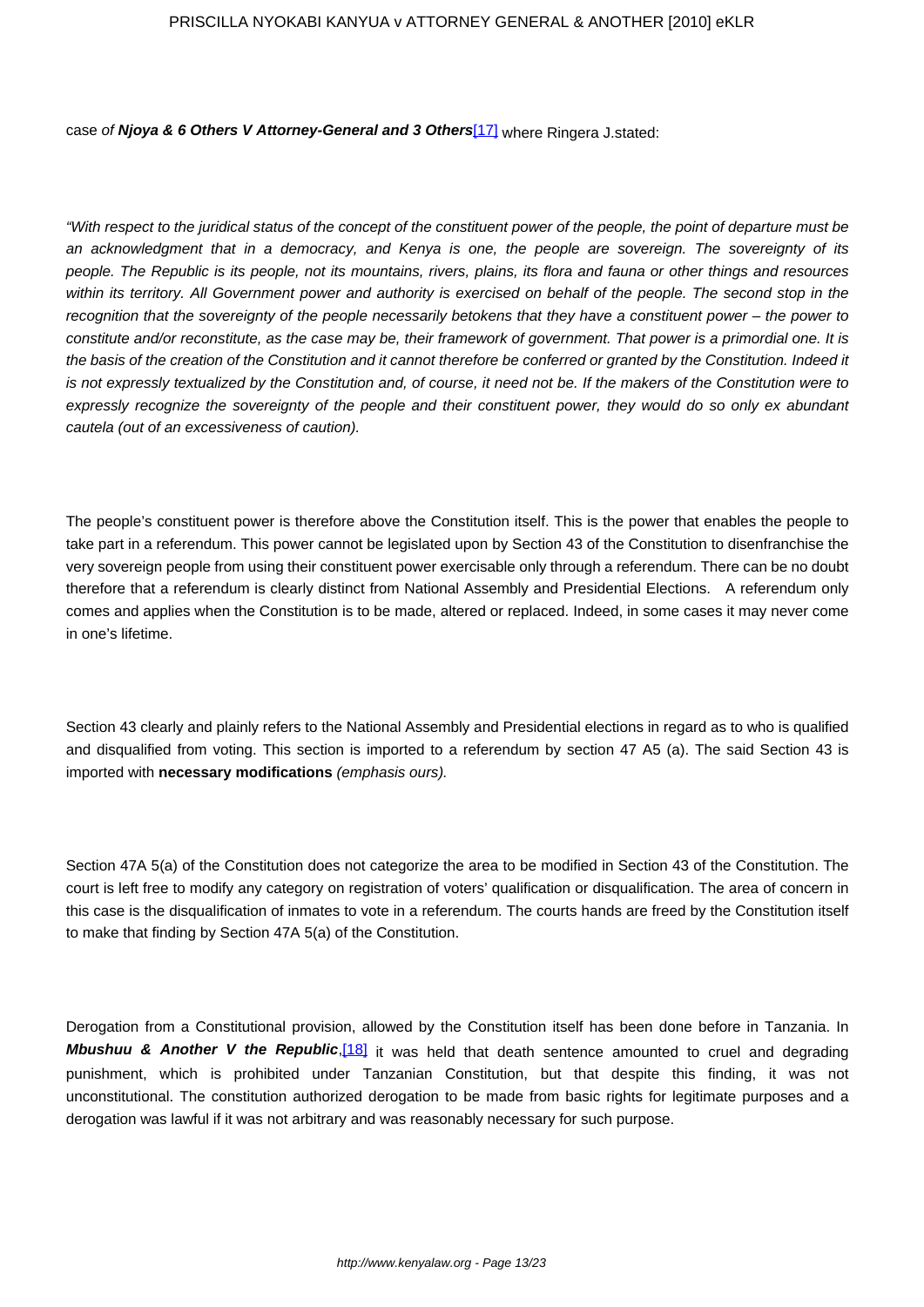case *of* ***Njoya & 6 Others V Attorney-General and 3 Others***[17] where Ringera J.stated:

*"With respect to the juridical status of the concept of the constituent power of the people, the point of departure must be an acknowledgment that in a democracy, and Kenya is one, the people are sovereign. The sovereignty of its people. The Republic is its people, not its mountains, rivers, plains, its flora and fauna or other things and resources within its territory. All Government power and authority is exercised on behalf of the people. The second stop in the recognition that the sovereignty of the people necessarily betokens that they have a constituent power – the power to constitute and/or reconstitute, as the case may be, their framework of government. That power is a primordial one. It is the basis of the creation of the Constitution and it cannot therefore be conferred or granted by the Constitution. Indeed it is not expressly textualized by the Constitution and, of course, it need not be. If the makers of the Constitution were to expressly recognize the sovereignty of the people and their constituent power, they would do so only ex abundant cautela (out of an excessiveness of caution).*

The people's constituent power is therefore above the Constitution itself. This is the power that enables the people to take part in a referendum. This power cannot be legislated upon by Section 43 of the Constitution to disenfranchise the very sovereign people from using their constituent power exercisable only through a referendum. There can be no doubt therefore that a referendum is clearly distinct from National Assembly and Presidential Elections. A referendum only comes and applies when the Constitution is to be made, altered or replaced. Indeed, in some cases it may never come in one's lifetime.

Section 43 clearly and plainly refers to the National Assembly and Presidential elections in regard as to who is qualified and disqualified from voting. This section is imported to a referendum by section 47 A5 (a). The said Section 43 is imported with **necessary modifications** *(emphasis ours).*

Section 47A 5(a) of the Constitution does not categorize the area to be modified in Section 43 of the Constitution. The court is left free to modify any category on registration of voters' qualification or disqualification. The area of concern in this case is the disqualification of inmates to vote in a referendum. The courts hands are freed by the Constitution itself to make that finding by Section 47A 5(a) of the Constitution.

Derogation from a Constitutional provision, allowed by the Constitution itself has been done before in Tanzania. In ***Mbushuu & Another V the Republic***,[18] it was held that death sentence amounted to cruel and degrading punishment, which is prohibited under Tanzanian Constitution, but that despite this finding, it was not unconstitutional. The constitution authorized derogation to be made from basic rights for legitimate purposes and a derogation was lawful if it was not arbitrary and was reasonably necessary for such purpose.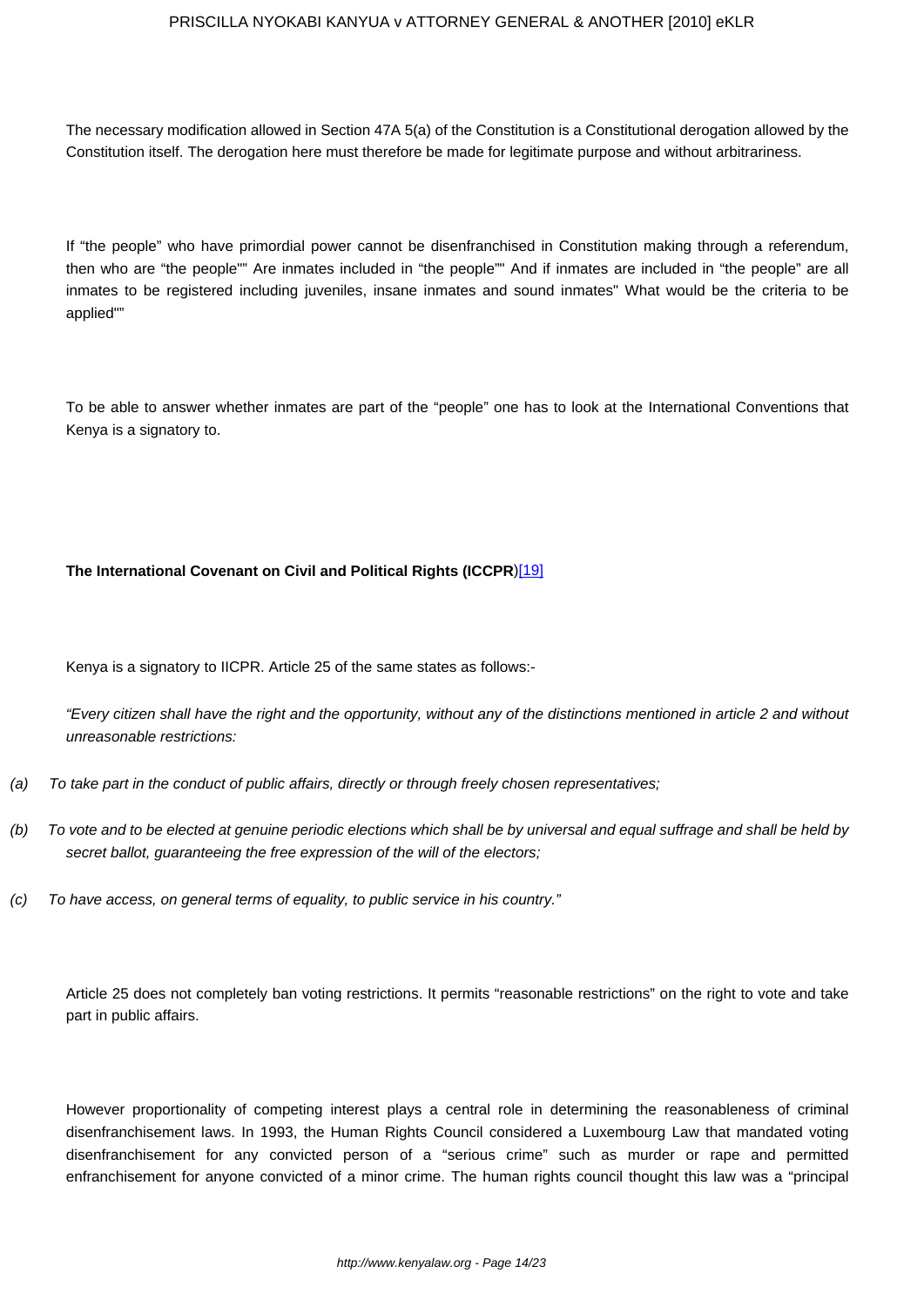The necessary modification allowed in Section 47A 5(a) of the Constitution is a Constitutional derogation allowed by the Constitution itself. The derogation here must therefore be made for legitimate purpose and without arbitrariness.

If "the people" who have primordial power cannot be disenfranchised in Constitution making through a referendum, then who are "the people"" Are inmates included in "the people"" And if inmates are included in "the people" are all inmates to be registered including juveniles, insane inmates and sound inmates" What would be the criteria to be applied""

To be able to answer whether inmates are part of the "people" one has to look at the International Conventions that Kenya is a signatory to.

**The International Covenant on Civil and Political Rights (ICCPR**)[19]

Kenya is a signatory to IICPR. Article 25 of the same states as follows:-

*"Every citizen shall have the right and the opportunity, without any of the distinctions mentioned in article 2 and without unreasonable restrictions:*

*(a) To take part in the conduct of public affairs, directly or through freely chosen representatives;*

*(b) To vote and to be elected at genuine periodic elections which shall be by universal and equal suffrage and shall be held by secret ballot, guaranteeing the free expression of the will of the electors;*

*(c) To have access, on general terms of equality, to public service in his country."*

Article 25 does not completely ban voting restrictions. It permits "reasonable restrictions" on the right to vote and take part in public affairs.

However proportionality of competing interest plays a central role in determining the reasonableness of criminal disenfranchisement laws. In 1993, the Human Rights Council considered a Luxembourg Law that mandated voting disenfranchisement for any convicted person of a "serious crime" such as murder or rape and permitted enfranchisement for anyone convicted of a minor crime. The human rights council thought this law was a "principal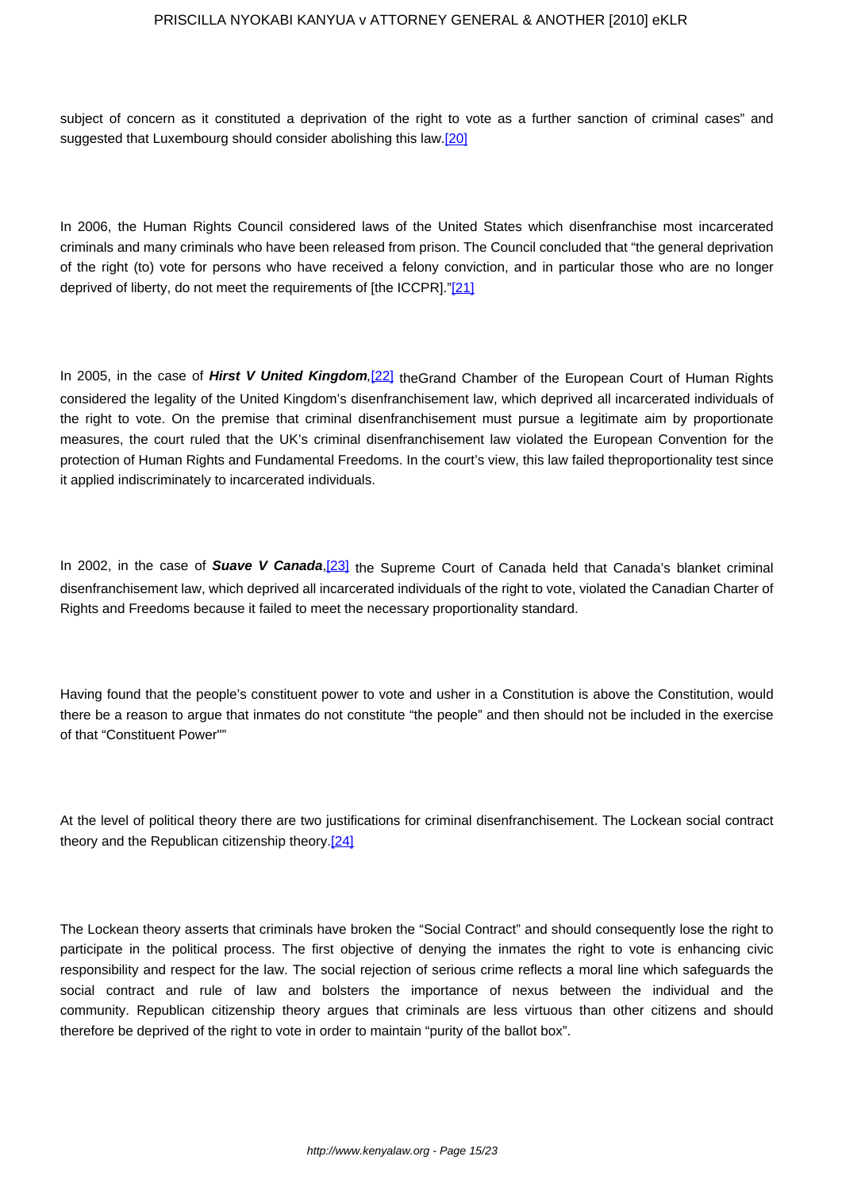subject of concern as it constituted a deprivation of the right to vote as a further sanction of criminal cases" and suggested that Luxembourg should consider abolishing this law.[20]

In 2006, the Human Rights Council considered laws of the United States which disenfranchise most incarcerated criminals and many criminals who have been released from prison. The Council concluded that "the general deprivation of the right (to) vote for persons who have received a felony conviction, and in particular those who are no longer deprived of liberty, do not meet the requirements of [the ICCPR]."[21]

In 2005, in the case of ***Hirst V United Kingdom***,[22] theGrand Chamber of the European Court of Human Rights considered the legality of the United Kingdom's disenfranchisement law, which deprived all incarcerated individuals of the right to vote. On the premise that criminal disenfranchisement must pursue a legitimate aim by proportionate measures, the court ruled that the UK's criminal disenfranchisement law violated the European Convention for the protection of Human Rights and Fundamental Freedoms. In the court's view, this law failed theproportionality test since it applied indiscriminately to incarcerated individuals.

In 2002, in the case of ***Suave V Canada***,[23] the Supreme Court of Canada held that Canada's blanket criminal disenfranchisement law, which deprived all incarcerated individuals of the right to vote, violated the Canadian Charter of Rights and Freedoms because it failed to meet the necessary proportionality standard.

Having found that the people's constituent power to vote and usher in a Constitution is above the Constitution, would there be a reason to argue that inmates do not constitute "the people" and then should not be included in the exercise of that "Constituent Power""

At the level of political theory there are two justifications for criminal disenfranchisement. The Lockean social contract theory and the Republican citizenship theory.[24]

The Lockean theory asserts that criminals have broken the "Social Contract" and should consequently lose the right to participate in the political process. The first objective of denying the inmates the right to vote is enhancing civic responsibility and respect for the law. The social rejection of serious crime reflects a moral line which safeguards the social contract and rule of law and bolsters the importance of nexus between the individual and the community. Republican citizenship theory argues that criminals are less virtuous than other citizens and should therefore be deprived of the right to vote in order to maintain "purity of the ballot box".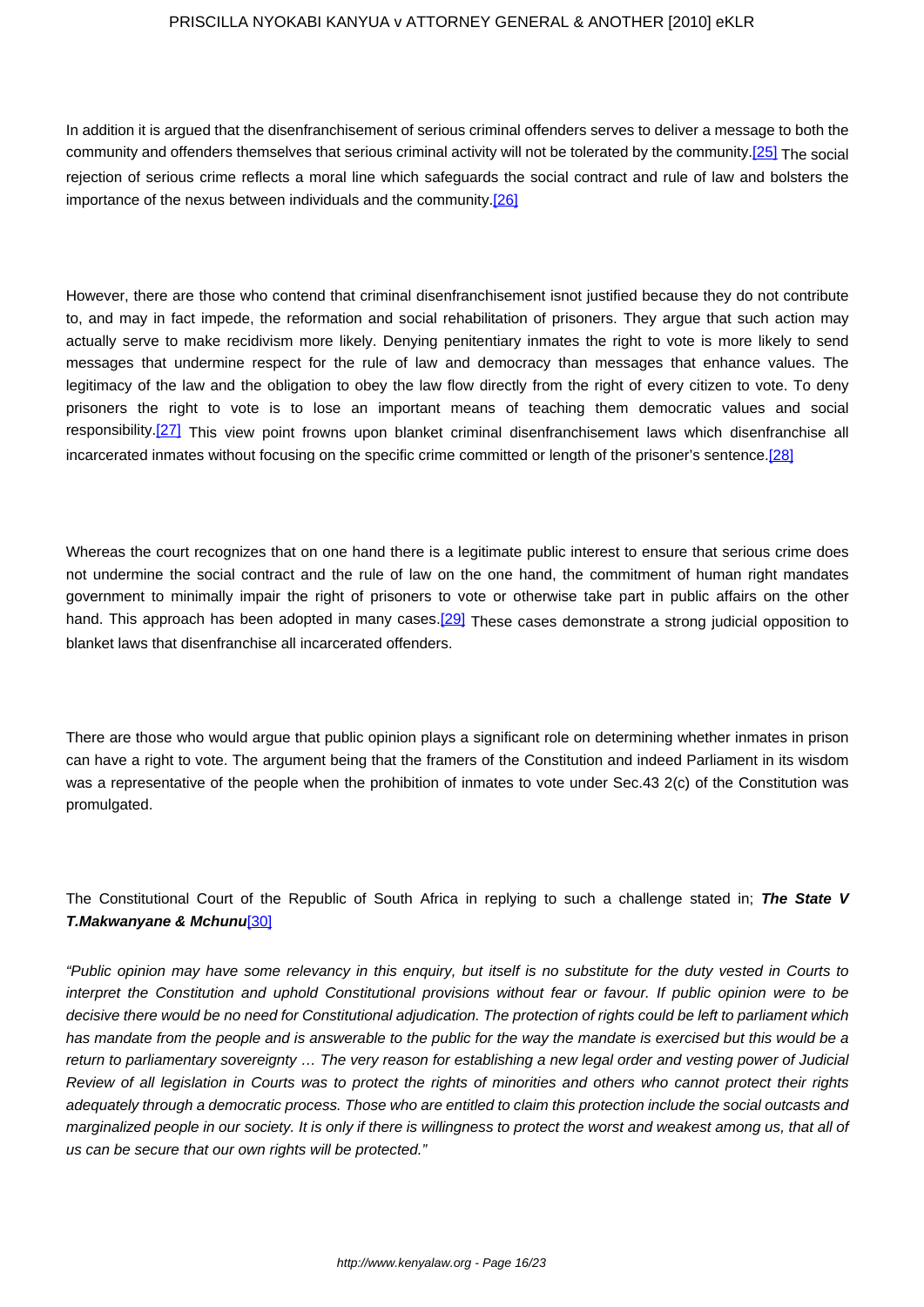In addition it is argued that the disenfranchisement of serious criminal offenders serves to deliver a message to both the community and offenders themselves that serious criminal activity will not be tolerated by the community.[25] The social rejection of serious crime reflects a moral line which safeguards the social contract and rule of law and bolsters the importance of the nexus between individuals and the community.[26]

However, there are those who contend that criminal disenfranchisement isnot justified because they do not contribute to, and may in fact impede, the reformation and social rehabilitation of prisoners. They argue that such action may actually serve to make recidivism more likely. Denying penitentiary inmates the right to vote is more likely to send messages that undermine respect for the rule of law and democracy than messages that enhance values. The legitimacy of the law and the obligation to obey the law flow directly from the right of every citizen to vote. To deny prisoners the right to vote is to lose an important means of teaching them democratic values and social responsibility.[27] This view point frowns upon blanket criminal disenfranchisement laws which disenfranchise all incarcerated inmates without focusing on the specific crime committed or length of the prisoner's sentence.[28]

Whereas the court recognizes that on one hand there is a legitimate public interest to ensure that serious crime does not undermine the social contract and the rule of law on the one hand, the commitment of human right mandates government to minimally impair the right of prisoners to vote or otherwise take part in public affairs on the other hand. This approach has been adopted in many cases.[29] These cases demonstrate a strong judicial opposition to blanket laws that disenfranchise all incarcerated offenders.

There are those who would argue that public opinion plays a significant role on determining whether inmates in prison can have a right to vote. The argument being that the framers of the Constitution and indeed Parliament in its wisdom was a representative of the people when the prohibition of inmates to vote under Sec.43 2(c) of the Constitution was promulgated.

The Constitutional Court of the Republic of South Africa in replying to such a challenge stated in; ***The State V T.Makwanyane & Mchunu***[30]

*"Public opinion may have some relevancy in this enquiry, but itself is no substitute for the duty vested in Courts to interpret the Constitution and uphold Constitutional provisions without fear or favour. If public opinion were to be decisive there would be no need for Constitutional adjudication. The protection of rights could be left to parliament which has mandate from the people and is answerable to the public for the way the mandate is exercised but this would be a return to parliamentary sovereignty … The very reason for establishing a new legal order and vesting power of Judicial Review of all legislation in Courts was to protect the rights of minorities and others who cannot protect their rights adequately through a democratic process. Those who are entitled to claim this protection include the social outcasts and marginalized people in our society. It is only if there is willingness to protect the worst and weakest among us, that all of us can be secure that our own rights will be protected."*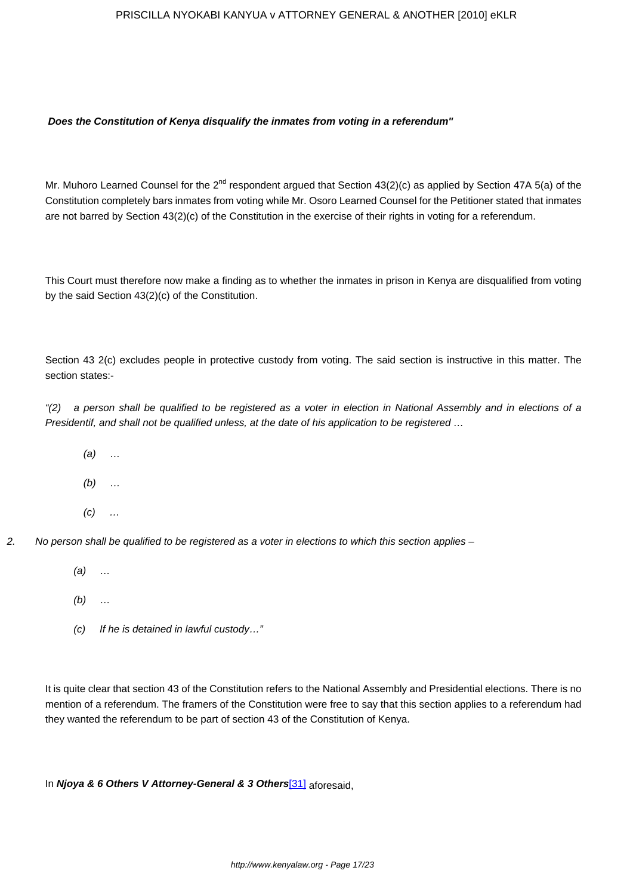**Does the Constitution of Kenya disqualify the inmates from voting in a referendum"**

Mr. Muhoro Learned Counsel for the 2nd respondent argued that Section 43(2)(c) as applied by Section 47A 5(a) of the Constitution completely bars inmates from voting while Mr. Osoro Learned Counsel for the Petitioner stated that inmates are not barred by Section 43(2)(c) of the Constitution in the exercise of their rights in voting for a referendum.

This Court must therefore now make a finding as to whether the inmates in prison in Kenya are disqualified from voting by the said Section 43(2)(c) of the Constitution.

Section 43 2(c) excludes people in protective custody from voting. The said section is instructive in this matter. The section states:-

*"(2) a person shall be qualified to be registered as a voter in election in National Assembly and in elections of a Presidentif, and shall not be qualified unless, at the date of his application to be registered …*

*(a) …*

*(b) …*

*(c) …*

*2. No person shall be qualified to be registered as a voter in elections to which this section applies –*

*(a) …*

*(b) …*

*(c) If he is detained in lawful custody…"*

It is quite clear that section 43 of the Constitution refers to the National Assembly and Presidential elections. There is no mention of a referendum. The framers of the Constitution were free to say that this section applies to a referendum had they wanted the referendum to be part of section 43 of the Constitution of Kenya.

In **Njoya & 6 Others V Attorney-General & 3 Others**[31] aforesaid,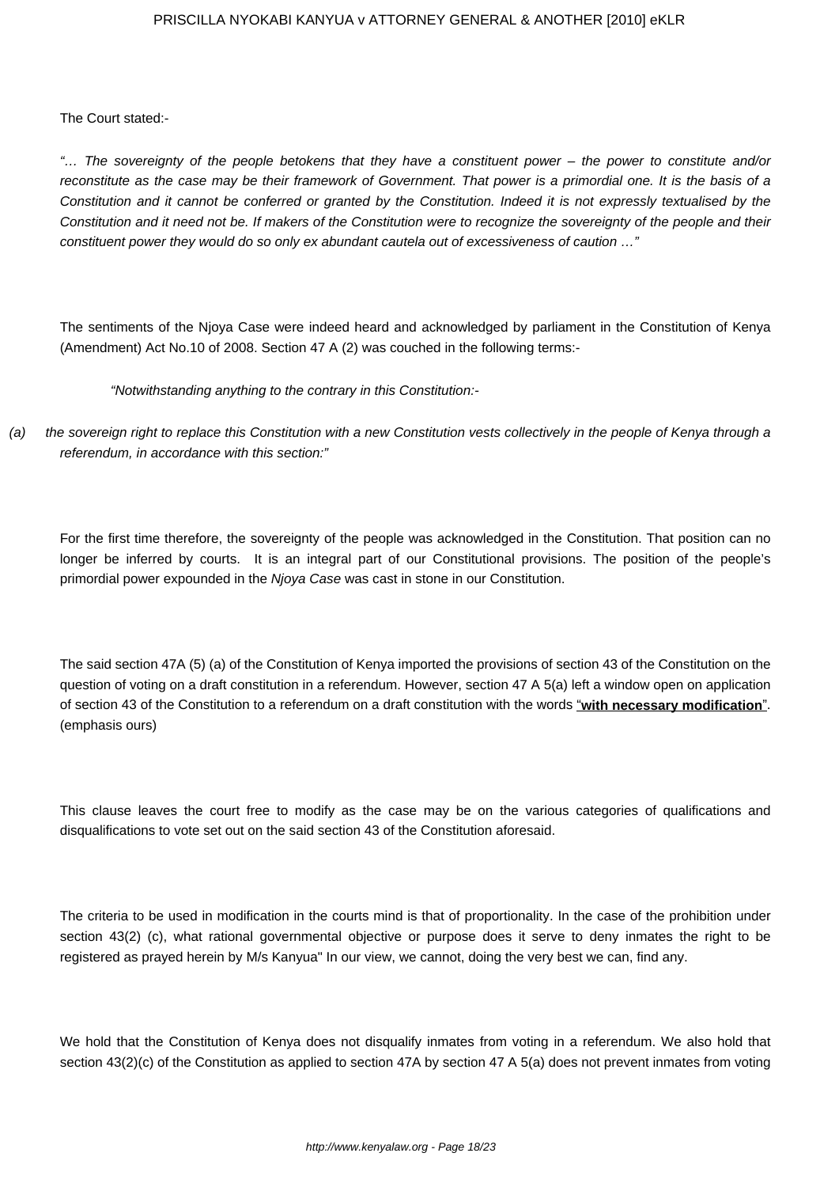The Court stated:-

*"… The sovereignty of the people betokens that they have a constituent power – the power to constitute and/or reconstitute as the case may be their framework of Government. That power is a primordial one. It is the basis of a Constitution and it cannot be conferred or granted by the Constitution. Indeed it is not expressly textualised by the Constitution and it need not be. If makers of the Constitution were to recognize the sovereignty of the people and their constituent power they would do so only ex abundant cautela out of excessiveness of caution …"*

The sentiments of the Njoya Case were indeed heard and acknowledged by parliament in the Constitution of Kenya (Amendment) Act No.10 of 2008. Section 47 A (2) was couched in the following terms:-

*"Notwithstanding anything to the contrary in this Constitution:-*

*(a) the sovereign right to replace this Constitution with a new Constitution vests collectively in the people of Kenya through a referendum, in accordance with this section:"*

For the first time therefore, the sovereignty of the people was acknowledged in the Constitution. That position can no longer be inferred by courts. It is an integral part of our Constitutional provisions. The position of the people's primordial power expounded in the *Njoya Case* was cast in stone in our Constitution.

The said section 47A (5) (a) of the Constitution of Kenya imported the provisions of section 43 of the Constitution on the question of voting on a draft constitution in a referendum. However, section 47 A 5(a) left a window open on application of section 43 of the Constitution to a referendum on a draft constitution with the words "**<u>with necessary modification</u>**". (emphasis ours)

This clause leaves the court free to modify as the case may be on the various categories of qualifications and disqualifications to vote set out on the said section 43 of the Constitution aforesaid.

The criteria to be used in modification in the courts mind is that of proportionality. In the case of the prohibition under section 43(2) (c), what rational governmental objective or purpose does it serve to deny inmates the right to be registered as prayed herein by M/s Kanyua" In our view, we cannot, doing the very best we can, find any.

We hold that the Constitution of Kenya does not disqualify inmates from voting in a referendum. We also hold that section 43(2)(c) of the Constitution as applied to section 47A by section 47 A 5(a) does not prevent inmates from voting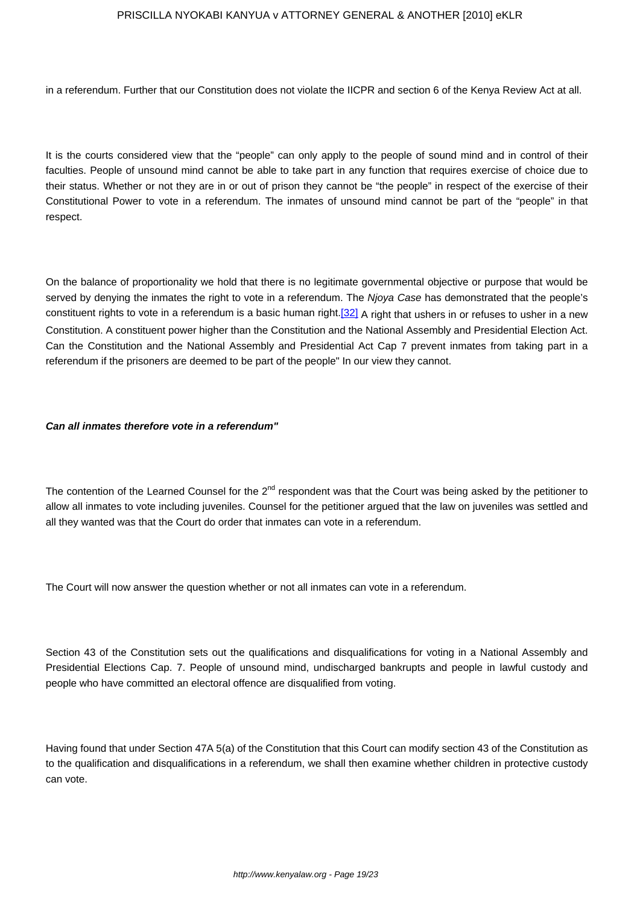in a referendum. Further that our Constitution does not violate the IICPR and section 6 of the Kenya Review Act at all.

It is the courts considered view that the “people” can only apply to the people of sound mind and in control of their faculties. People of unsound mind cannot be able to take part in any function that requires exercise of choice due to their status. Whether or not they are in or out of prison they cannot be “the people” in respect of the exercise of their Constitutional Power to vote in a referendum. The inmates of unsound mind cannot be part of the “people” in that respect.

On the balance of proportionality we hold that there is no legitimate governmental objective or purpose that would be served by denying the inmates the right to vote in a referendum. The *Njoya Case* has demonstrated that the people’s constituent rights to vote in a referendum is a basic human right.[32] A right that ushers in or refuses to usher in a new Constitution. A constituent power higher than the Constitution and the National Assembly and Presidential Election Act. Can the Constitution and the National Assembly and Presidential Act Cap 7 prevent inmates from taking part in a referendum if the prisoners are deemed to be part of the people" In our view they cannot.

***Can all inmates therefore vote in a referendum"***

The contention of the Learned Counsel for the 2nd respondent was that the Court was being asked by the petitioner to allow all inmates to vote including juveniles. Counsel for the petitioner argued that the law on juveniles was settled and all they wanted was that the Court do order that inmates can vote in a referendum.

The Court will now answer the question whether or not all inmates can vote in a referendum.

Section 43 of the Constitution sets out the qualifications and disqualifications for voting in a National Assembly and Presidential Elections Cap. 7. People of unsound mind, undischarged bankrupts and people in lawful custody and people who have committed an electoral offence are disqualified from voting.

Having found that under Section 47A 5(a) of the Constitution that this Court can modify section 43 of the Constitution as to the qualification and disqualifications in a referendum, we shall then examine whether children in protective custody can vote.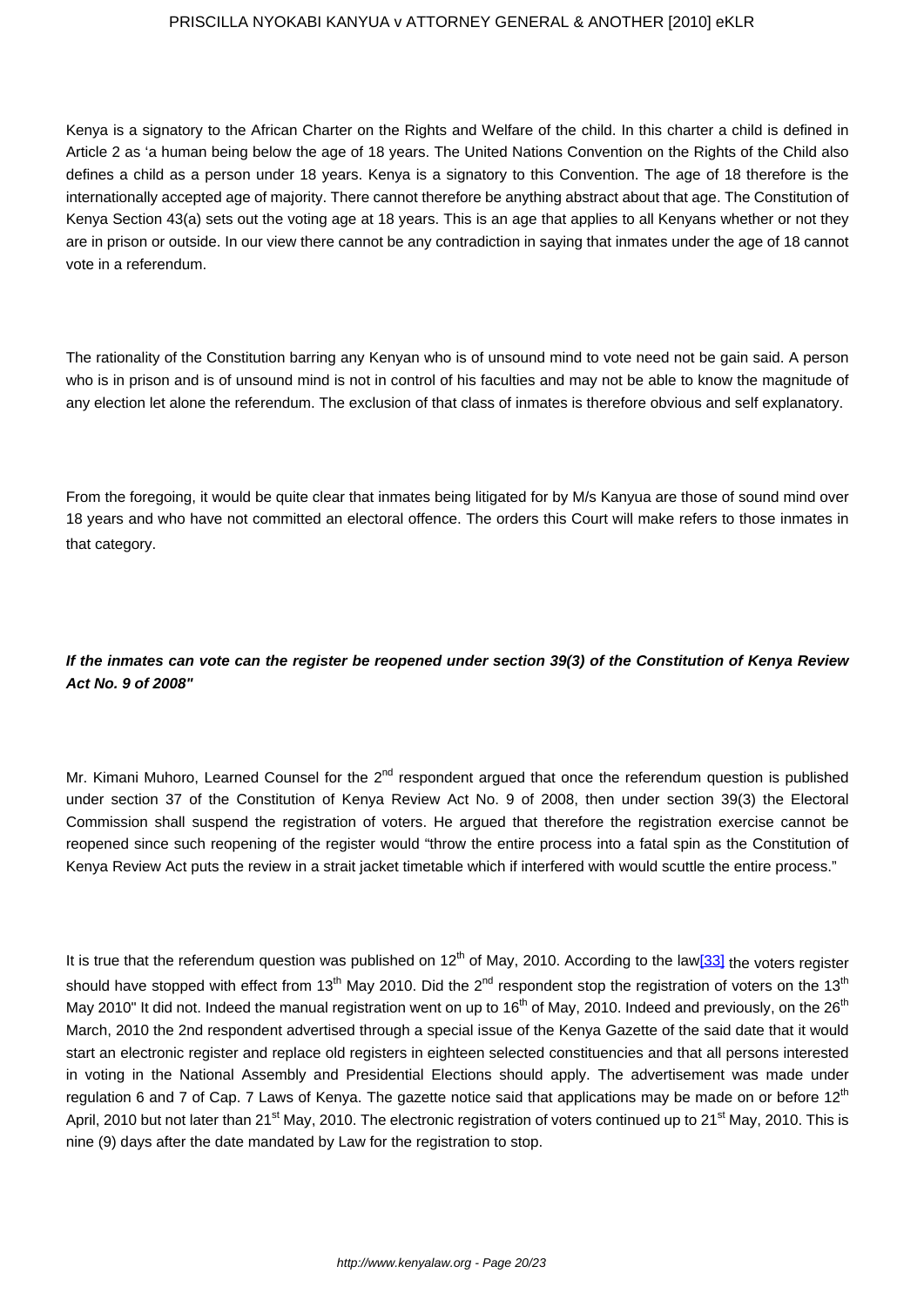Kenya is a signatory to the African Charter on the Rights and Welfare of the child. In this charter a child is defined in Article 2 as 'a human being below the age of 18 years. The United Nations Convention on the Rights of the Child also defines a child as a person under 18 years. Kenya is a signatory to this Convention. The age of 18 therefore is the internationally accepted age of majority. There cannot therefore be anything abstract about that age. The Constitution of Kenya Section 43(a) sets out the voting age at 18 years. This is an age that applies to all Kenyans whether or not they are in prison or outside. In our view there cannot be any contradiction in saying that inmates under the age of 18 cannot vote in a referendum.

The rationality of the Constitution barring any Kenyan who is of unsound mind to vote need not be gain said. A person who is in prison and is of unsound mind is not in control of his faculties and may not be able to know the magnitude of any election let alone the referendum. The exclusion of that class of inmates is therefore obvious and self explanatory.

From the foregoing, it would be quite clear that inmates being litigated for by M/s Kanyua are those of sound mind over 18 years and who have not committed an electoral offence. The orders this Court will make refers to those inmates in that category.

***If the inmates can vote can the register be reopened under section 39(3) of the Constitution of Kenya Review Act No. 9 of 2008"***

Mr. Kimani Muhoro, Learned Counsel for the 2nd respondent argued that once the referendum question is published under section 37 of the Constitution of Kenya Review Act No. 9 of 2008, then under section 39(3) the Electoral Commission shall suspend the registration of voters. He argued that therefore the registration exercise cannot be reopened since such reopening of the register would "throw the entire process into a fatal spin as the Constitution of Kenya Review Act puts the review in a strait jacket timetable which if interfered with would scuttle the entire process."

It is true that the referendum question was published on 12th of May, 2010. According to the law[33] the voters register should have stopped with effect from 13th May 2010. Did the 2nd respondent stop the registration of voters on the 13th May 2010" It did not. Indeed the manual registration went on up to 16th of May, 2010. Indeed and previously, on the 26th March, 2010 the 2nd respondent advertised through a special issue of the Kenya Gazette of the said date that it would start an electronic register and replace old registers in eighteen selected constituencies and that all persons interested in voting in the National Assembly and Presidential Elections should apply. The advertisement was made under regulation 6 and 7 of Cap. 7 Laws of Kenya. The gazette notice said that applications may be made on or before 12th April, 2010 but not later than 21st May, 2010. The electronic registration of voters continued up to 21st May, 2010. This is nine (9) days after the date mandated by Law for the registration to stop.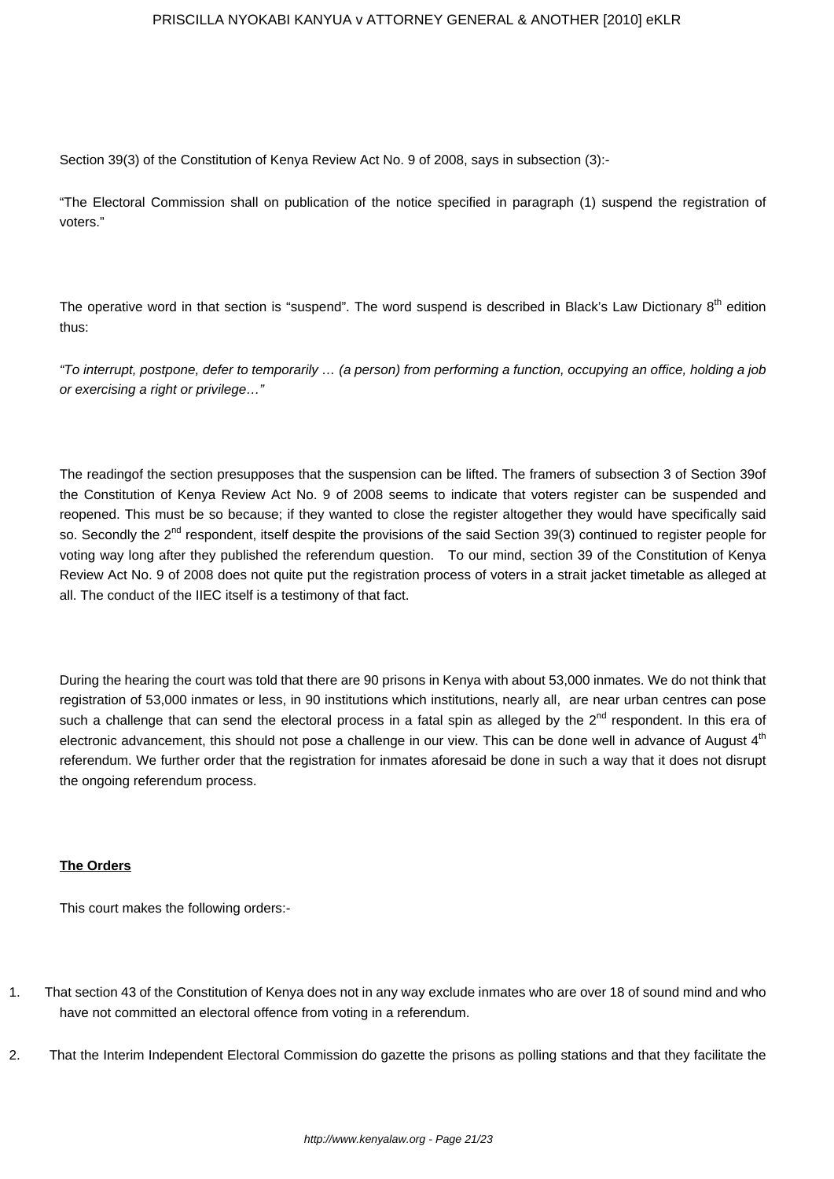Section 39(3) of the Constitution of Kenya Review Act No. 9 of 2008, says in subsection (3):-

"The Electoral Commission shall on publication of the notice specified in paragraph (1) suspend the registration of voters."

The operative word in that section is "suspend". The word suspend is described in Black's Law Dictionary 8th edition thus:

*"To interrupt, postpone, defer to temporarily … (a person) from performing a function, occupying an office, holding a job or exercising a right or privilege…"*

The readingof the section presupposes that the suspension can be lifted. The framers of subsection 3 of Section 39of the Constitution of Kenya Review Act No. 9 of 2008 seems to indicate that voters register can be suspended and reopened. This must be so because; if they wanted to close the register altogether they would have specifically said so. Secondly the 2nd respondent, itself despite the provisions of the said Section 39(3) continued to register people for voting way long after they published the referendum question. To our mind, section 39 of the Constitution of Kenya Review Act No. 9 of 2008 does not quite put the registration process of voters in a strait jacket timetable as alleged at all. The conduct of the IIEC itself is a testimony of that fact.

During the hearing the court was told that there are 90 prisons in Kenya with about 53,000 inmates. We do not think that registration of 53,000 inmates or less, in 90 institutions which institutions, nearly all, are near urban centres can pose such a challenge that can send the electoral process in a fatal spin as alleged by the 2nd respondent. In this era of electronic advancement, this should not pose a challenge in our view. This can be done well in advance of August 4th referendum. We further order that the registration for inmates aforesaid be done in such a way that it does not disrupt the ongoing referendum process.

**The Orders**

This court makes the following orders:-

1. That section 43 of the Constitution of Kenya does not in any way exclude inmates who are over 18 of sound mind and who have not committed an electoral offence from voting in a referendum.

2. That the Interim Independent Electoral Commission do gazette the prisons as polling stations and that they facilitate the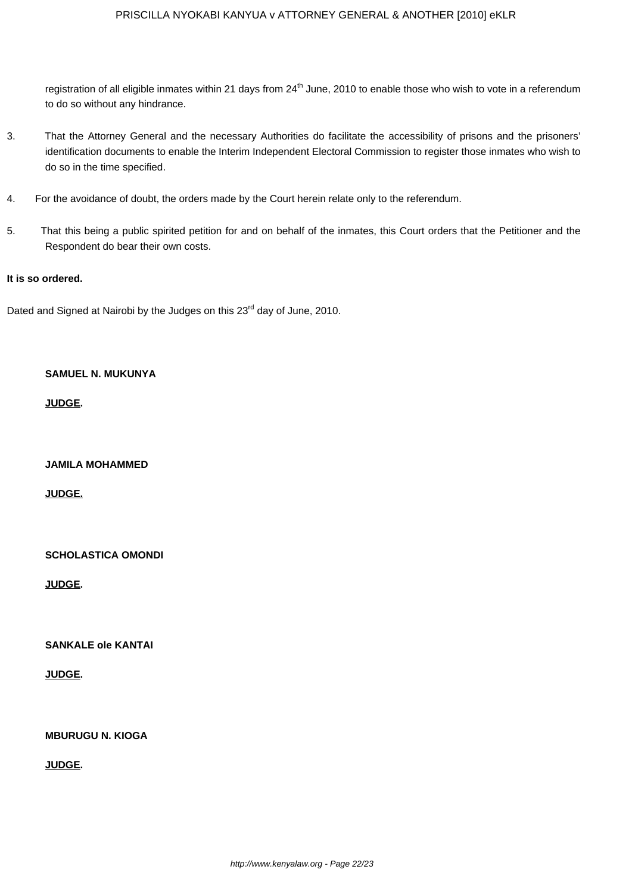registration of all eligible inmates within 21 days from 24th June, 2010 to enable those who wish to vote in a referendum to do so without any hindrance.

3. That the Attorney General and the necessary Authorities do facilitate the accessibility of prisons and the prisoners' identification documents to enable the Interim Independent Electoral Commission to register those inmates who wish to do so in the time specified.

4. For the avoidance of doubt, the orders made by the Court herein relate only to the referendum.

5. That this being a public spirited petition for and on behalf of the inmates, this Court orders that the Petitioner and the Respondent do bear their own costs.

**It is so ordered.**

Dated and Signed at Nairobi by the Judges on this 23rd day of June, 2010.

**SAMUEL N. MUKUNYA**

**JUDGE.**

**JAMILA MOHAMMED**

**JUDGE.**

**SCHOLASTICA OMONDI**

**JUDGE.**

**SANKALE ole KANTAI**

**JUDGE.**

**MBURUGU N. KIOGA**

**JUDGE.**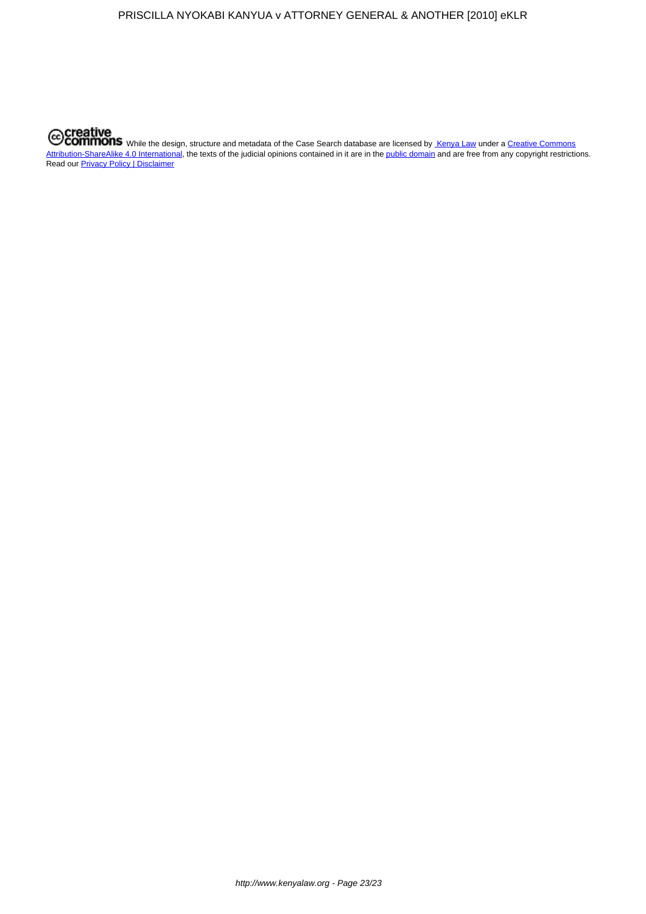creative commons While the design, structure and metadata of the Case Search database are licensed by Kenya Law under a Creative Commons Attribution-ShareAlike 4.0 International, the texts of the judicial opinions contained in it are in the public domain and are free from any copyright restrictions. Read our Privacy Policy | Disclaimer